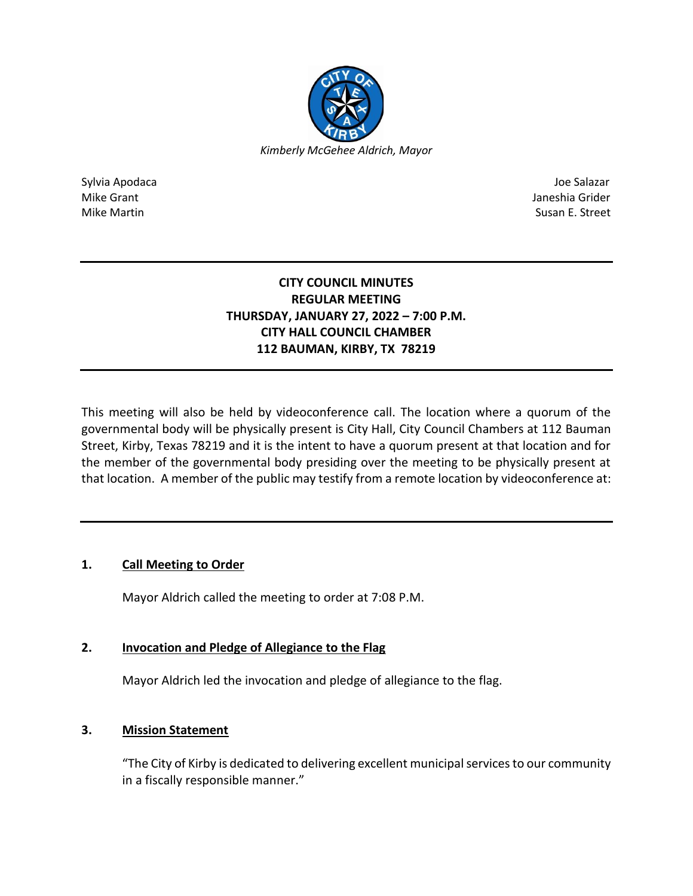*Kimberly McGehee Aldrich, Mayor*

Sylvia Apodaca
Mike Grant
Mike Martin

Joe Salazar
Janeshia Grider
Susan E. Street

---

**CITY COUNCIL MINUTES**
**REGULAR MEETING**
**THURSDAY, JANUARY 27, 2022 – 7:00 P.M.**
**CITY HALL COUNCIL CHAMBER**
**112 BAUMAN, KIRBY, TX 78219**

---

This meeting will also be held by videoconference call. The location where a quorum of the governmental body will be physically present is City Hall, City Council Chambers at 112 Bauman Street, Kirby, Texas 78219 and it is the intent to have a quorum present at that location and for the member of the governmental body presiding over the meeting to be physically present at that location. A member of the public may testify from a remote location by videoconference at:

---

## 1. Call Meeting to Order

Mayor Aldrich called the meeting to order at 7:08 P.M.

## 2. Invocation and Pledge of Allegiance to the Flag

Mayor Aldrich led the invocation and pledge of allegiance to the flag.

## 3. Mission Statement

"The City of Kirby is dedicated to delivering excellent municipal services to our community in a fiscally responsible manner."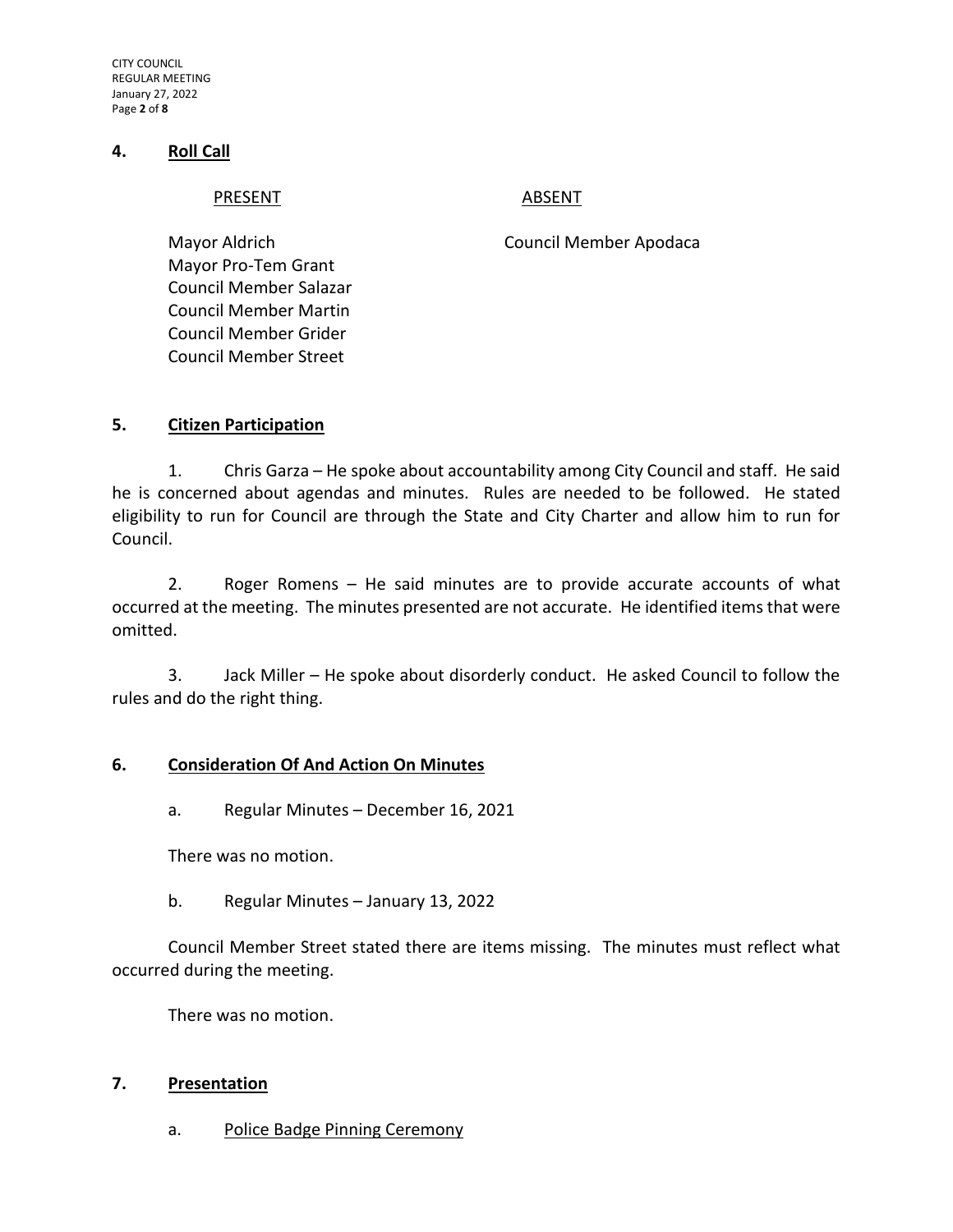## 4. Roll Call

| PRESENT | ABSENT |
| --- | --- |
| Mayor Aldrich | Council Member Apodaca |
| Mayor Pro-Tem Grant | |
| Council Member Salazar | |
| Council Member Martin | |
| Council Member Grider | |
| Council Member Street | |

## 5. Citizen Participation

1. Chris Garza – He spoke about accountability among City Council and staff. He said he is concerned about agendas and minutes. Rules are needed to be followed. He stated eligibility to run for Council are through the State and City Charter and allow him to run for Council.

2. Roger Romens – He said minutes are to provide accurate accounts of what occurred at the meeting. The minutes presented are not accurate. He identified items that were omitted.

3. Jack Miller – He spoke about disorderly conduct. He asked Council to follow the rules and do the right thing.

## 6. Consideration Of And Action On Minutes

a. Regular Minutes – December 16, 2021

There was no motion.

b. Regular Minutes – January 13, 2022

Council Member Street stated there are items missing. The minutes must reflect what occurred during the meeting.

There was no motion.

## 7. Presentation

a. Police Badge Pinning Ceremony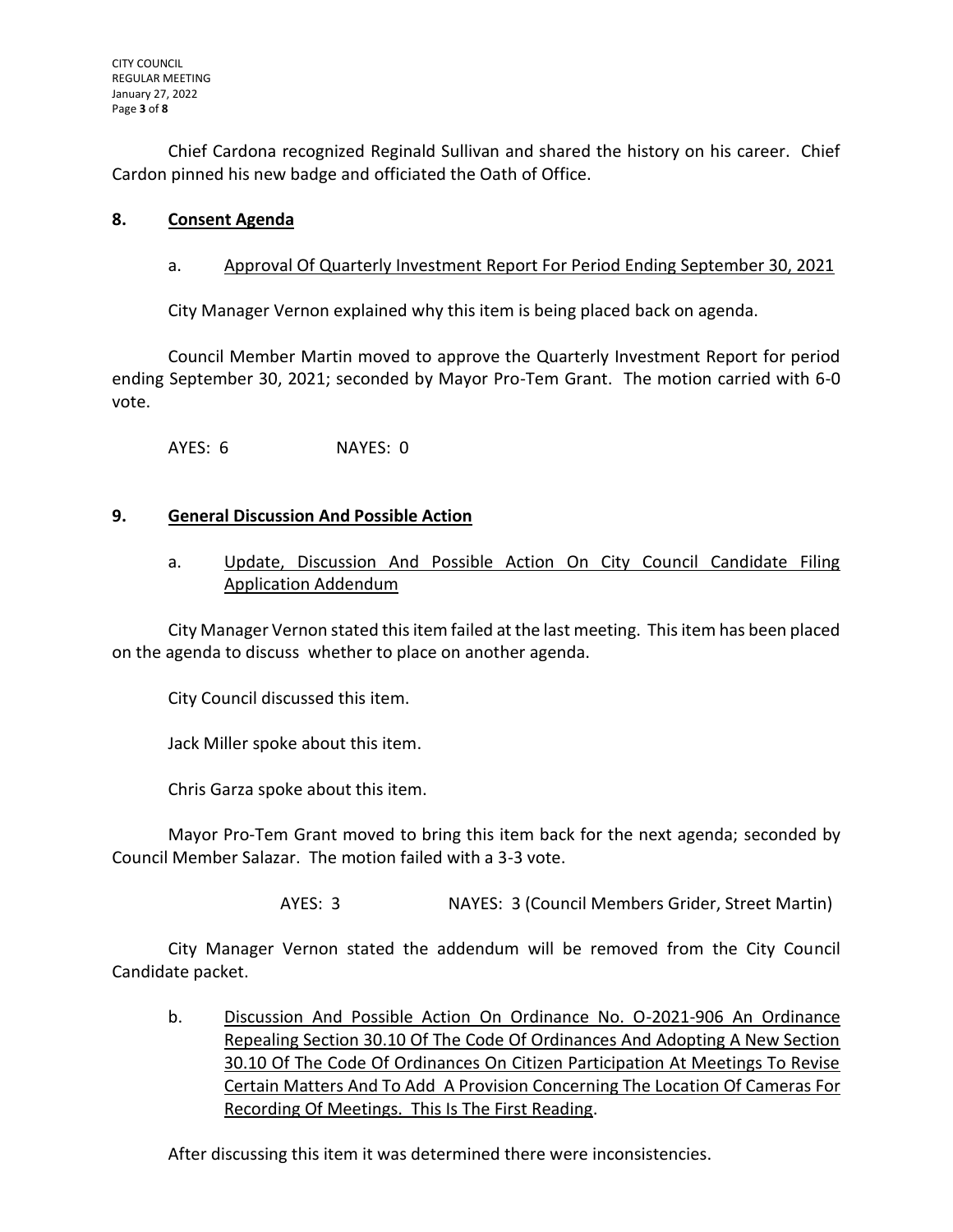Chief Cardona recognized Reginald Sullivan and shared the history on his career. Chief Cardon pinned his new badge and officiated the Oath of Office.

## 8. Consent Agenda

a. Approval Of Quarterly Investment Report For Period Ending September 30, 2021

City Manager Vernon explained why this item is being placed back on agenda.

Council Member Martin moved to approve the Quarterly Investment Report for period ending September 30, 2021; seconded by Mayor Pro-Tem Grant. The motion carried with 6-0 vote.

AYES: 6 NAYES: 0

## 9. General Discussion And Possible Action

a. Update, Discussion And Possible Action On City Council Candidate Filing Application Addendum

City Manager Vernon stated this item failed at the last meeting. This item has been placed on the agenda to discuss whether to place on another agenda.

City Council discussed this item.

Jack Miller spoke about this item.

Chris Garza spoke about this item.

Mayor Pro-Tem Grant moved to bring this item back for the next agenda; seconded by Council Member Salazar. The motion failed with a 3-3 vote.

AYES: 3 NAYES: 3 (Council Members Grider, Street Martin)

City Manager Vernon stated the addendum will be removed from the City Council Candidate packet.

b. Discussion And Possible Action On Ordinance No. O-2021-906 An Ordinance Repealing Section 30.10 Of The Code Of Ordinances And Adopting A New Section 30.10 Of The Code Of Ordinances On Citizen Participation At Meetings To Revise Certain Matters And To Add A Provision Concerning The Location Of Cameras For Recording Of Meetings. This Is The First Reading.

After discussing this item it was determined there were inconsistencies.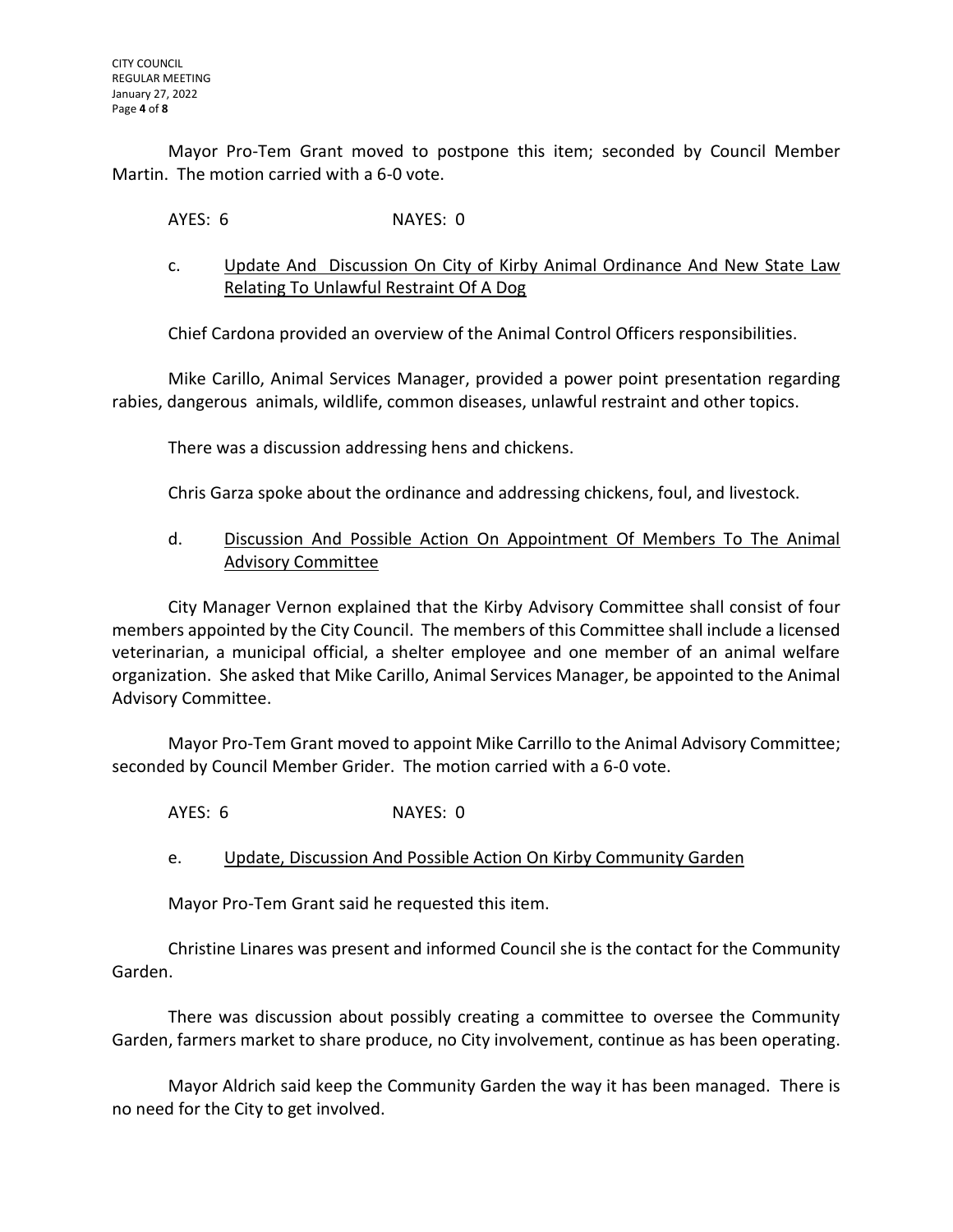Mayor Pro-Tem Grant moved to postpone this item; seconded by Council Member Martin. The motion carried with a 6-0 vote.

AYES: 6 NAYES: 0

c. Update And Discussion On City of Kirby Animal Ordinance And New State Law Relating To Unlawful Restraint Of A Dog

Chief Cardona provided an overview of the Animal Control Officers responsibilities.

Mike Carillo, Animal Services Manager, provided a power point presentation regarding rabies, dangerous animals, wildlife, common diseases, unlawful restraint and other topics.

There was a discussion addressing hens and chickens.

Chris Garza spoke about the ordinance and addressing chickens, foul, and livestock.

d. Discussion And Possible Action On Appointment Of Members To The Animal Advisory Committee

City Manager Vernon explained that the Kirby Advisory Committee shall consist of four members appointed by the City Council. The members of this Committee shall include a licensed veterinarian, a municipal official, a shelter employee and one member of an animal welfare organization. She asked that Mike Carillo, Animal Services Manager, be appointed to the Animal Advisory Committee.

Mayor Pro-Tem Grant moved to appoint Mike Carrillo to the Animal Advisory Committee; seconded by Council Member Grider. The motion carried with a 6-0 vote.

AYES: 6 NAYES: 0

e. Update, Discussion And Possible Action On Kirby Community Garden

Mayor Pro-Tem Grant said he requested this item.

Christine Linares was present and informed Council she is the contact for the Community Garden.

There was discussion about possibly creating a committee to oversee the Community Garden, farmers market to share produce, no City involvement, continue as has been operating.

Mayor Aldrich said keep the Community Garden the way it has been managed. There is no need for the City to get involved.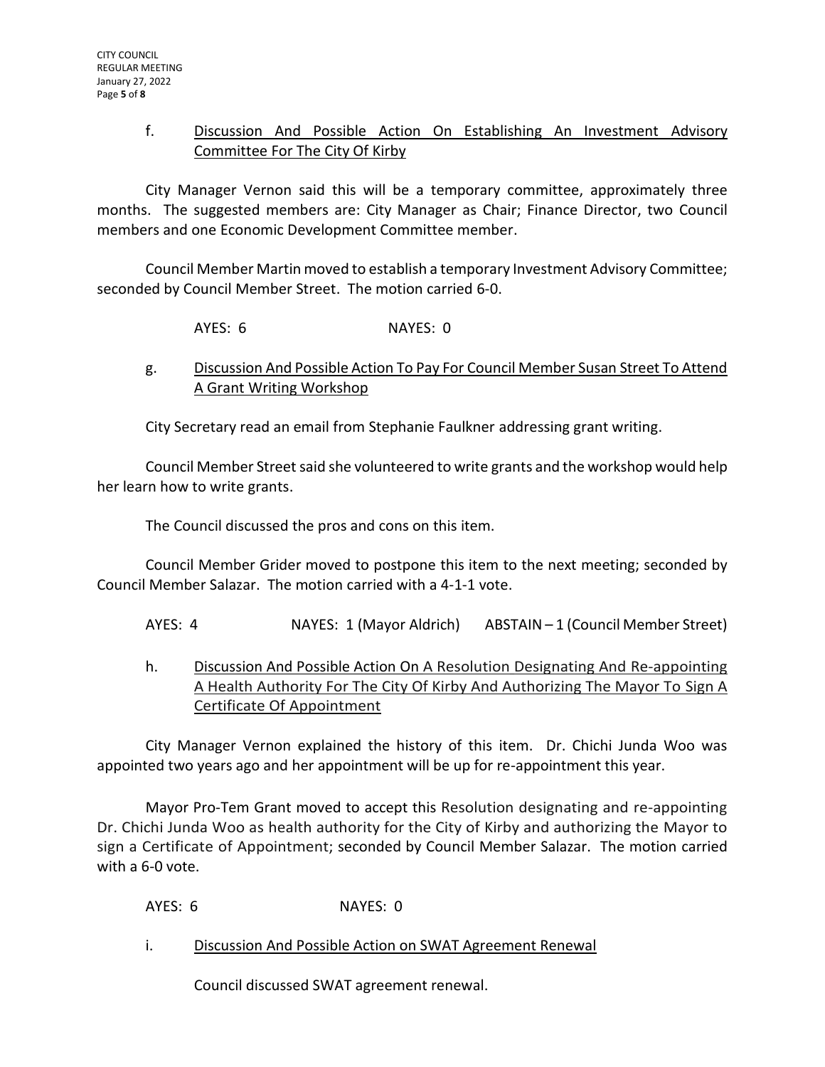f. Discussion And Possible Action On Establishing An Investment Advisory Committee For The City Of Kirby

City Manager Vernon said this will be a temporary committee, approximately three months. The suggested members are: City Manager as Chair; Finance Director, two Council members and one Economic Development Committee member.

Council Member Martin moved to establish a temporary Investment Advisory Committee; seconded by Council Member Street. The motion carried 6-0.

AYES: 6 NAYES: 0

g. Discussion And Possible Action To Pay For Council Member Susan Street To Attend A Grant Writing Workshop

City Secretary read an email from Stephanie Faulkner addressing grant writing.

Council Member Street said she volunteered to write grants and the workshop would help her learn how to write grants.

The Council discussed the pros and cons on this item.

Council Member Grider moved to postpone this item to the next meeting; seconded by Council Member Salazar. The motion carried with a 4-1-1 vote.

AYES: 4 NAYES: 1 (Mayor Aldrich) ABSTAIN – 1 (Council Member Street)

h. Discussion And Possible Action On A Resolution Designating And Re-appointing A Health Authority For The City Of Kirby And Authorizing The Mayor To Sign A Certificate Of Appointment

City Manager Vernon explained the history of this item. Dr. Chichi Junda Woo was appointed two years ago and her appointment will be up for re-appointment this year.

Mayor Pro-Tem Grant moved to accept this Resolution designating and re-appointing Dr. Chichi Junda Woo as health authority for the City of Kirby and authorizing the Mayor to sign a Certificate of Appointment; seconded by Council Member Salazar. The motion carried with a 6-0 vote.

AYES: 6 NAYES: 0

i. Discussion And Possible Action on SWAT Agreement Renewal

Council discussed SWAT agreement renewal.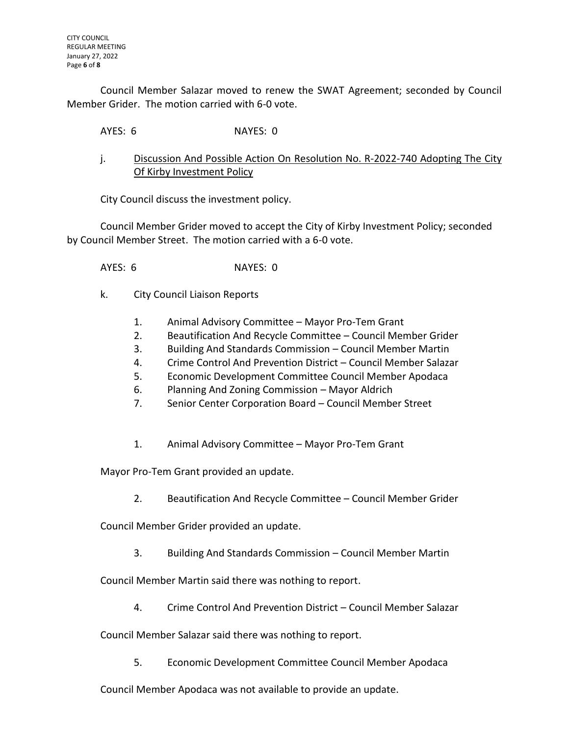Council Member Salazar moved to renew the SWAT Agreement; seconded by Council Member Grider. The motion carried with 6-0 vote.

AYES: 6 NAYES: 0

j. <u>Discussion And Possible Action On Resolution No. R-2022-740 Adopting The City Of Kirby Investment Policy</u>

City Council discuss the investment policy.

Council Member Grider moved to accept the City of Kirby Investment Policy; seconded by Council Member Street. The motion carried with a 6-0 vote.

AYES: 6 NAYES: 0

k. City Council Liaison Reports

1. Animal Advisory Committee – Mayor Pro-Tem Grant
2. Beautification And Recycle Committee – Council Member Grider
3. Building And Standards Commission – Council Member Martin
4. Crime Control And Prevention District – Council Member Salazar
5. Economic Development Committee Council Member Apodaca
6. Planning And Zoning Commission – Mayor Aldrich
7. Senior Center Corporation Board – Council Member Street

1. Animal Advisory Committee – Mayor Pro-Tem Grant

Mayor Pro-Tem Grant provided an update.

2. Beautification And Recycle Committee – Council Member Grider

Council Member Grider provided an update.

3. Building And Standards Commission – Council Member Martin

Council Member Martin said there was nothing to report.

4. Crime Control And Prevention District – Council Member Salazar

Council Member Salazar said there was nothing to report.

5. Economic Development Committee Council Member Apodaca

Council Member Apodaca was not available to provide an update.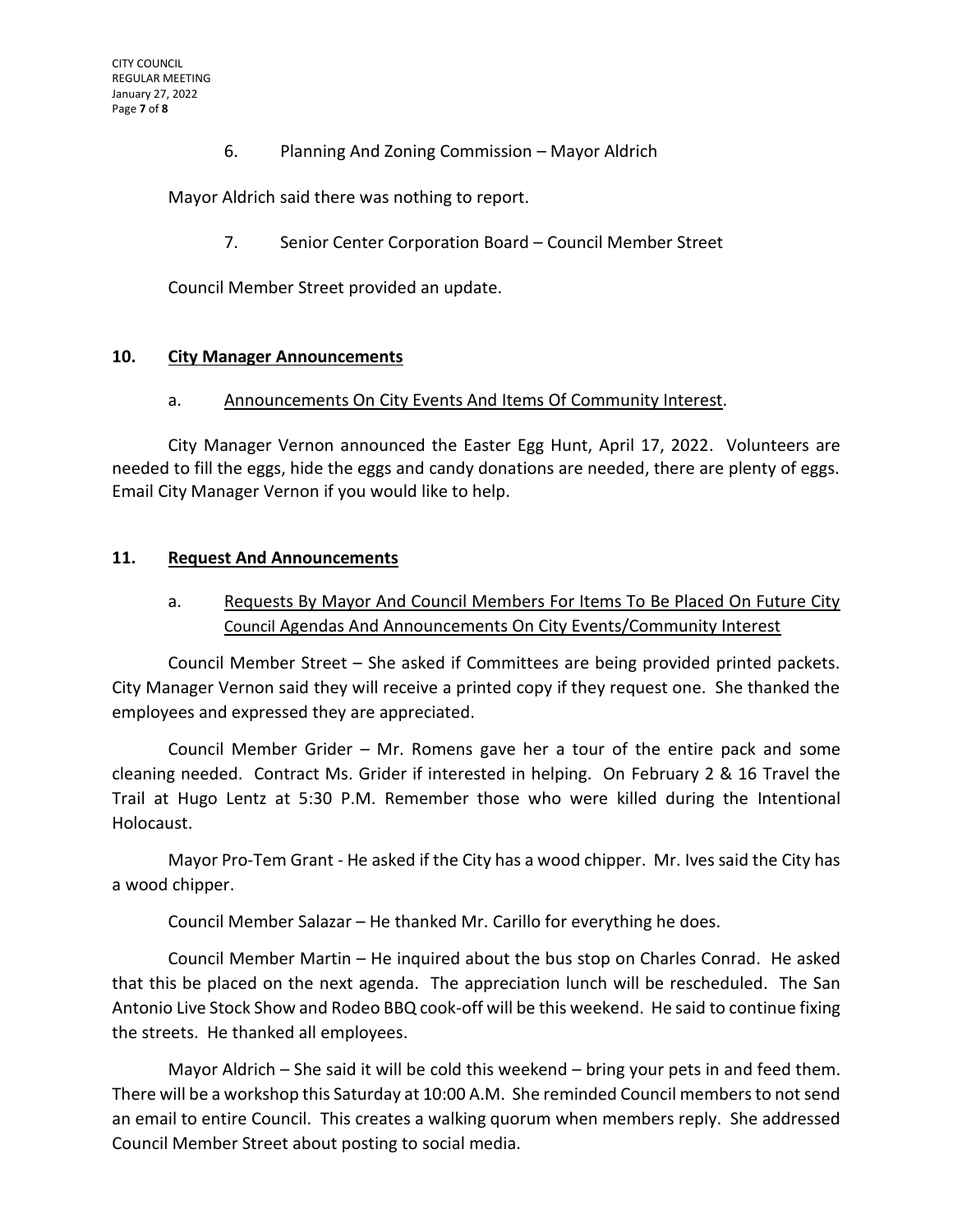6. Planning And Zoning Commission – Mayor Aldrich

Mayor Aldrich said there was nothing to report.

7. Senior Center Corporation Board – Council Member Street

Council Member Street provided an update.

## 10. City Manager Announcements

a. Announcements On City Events And Items Of Community Interest.

City Manager Vernon announced the Easter Egg Hunt, April 17, 2022. Volunteers are needed to fill the eggs, hide the eggs and candy donations are needed, there are plenty of eggs. Email City Manager Vernon if you would like to help.

## 11. Request And Announcements

a. Requests By Mayor And Council Members For Items To Be Placed On Future City Council Agendas And Announcements On City Events/Community Interest

Council Member Street – She asked if Committees are being provided printed packets. City Manager Vernon said they will receive a printed copy if they request one. She thanked the employees and expressed they are appreciated.

Council Member Grider – Mr. Romens gave her a tour of the entire pack and some cleaning needed. Contract Ms. Grider if interested in helping. On February 2 & 16 Travel the Trail at Hugo Lentz at 5:30 P.M. Remember those who were killed during the Intentional Holocaust.

Mayor Pro-Tem Grant - He asked if the City has a wood chipper. Mr. Ives said the City has a wood chipper.

Council Member Salazar – He thanked Mr. Carillo for everything he does.

Council Member Martin – He inquired about the bus stop on Charles Conrad. He asked that this be placed on the next agenda. The appreciation lunch will be rescheduled. The San Antonio Live Stock Show and Rodeo BBQ cook-off will be this weekend. He said to continue fixing the streets. He thanked all employees.

Mayor Aldrich – She said it will be cold this weekend – bring your pets in and feed them. There will be a workshop this Saturday at 10:00 A.M. She reminded Council members to not send an email to entire Council. This creates a walking quorum when members reply. She addressed Council Member Street about posting to social media.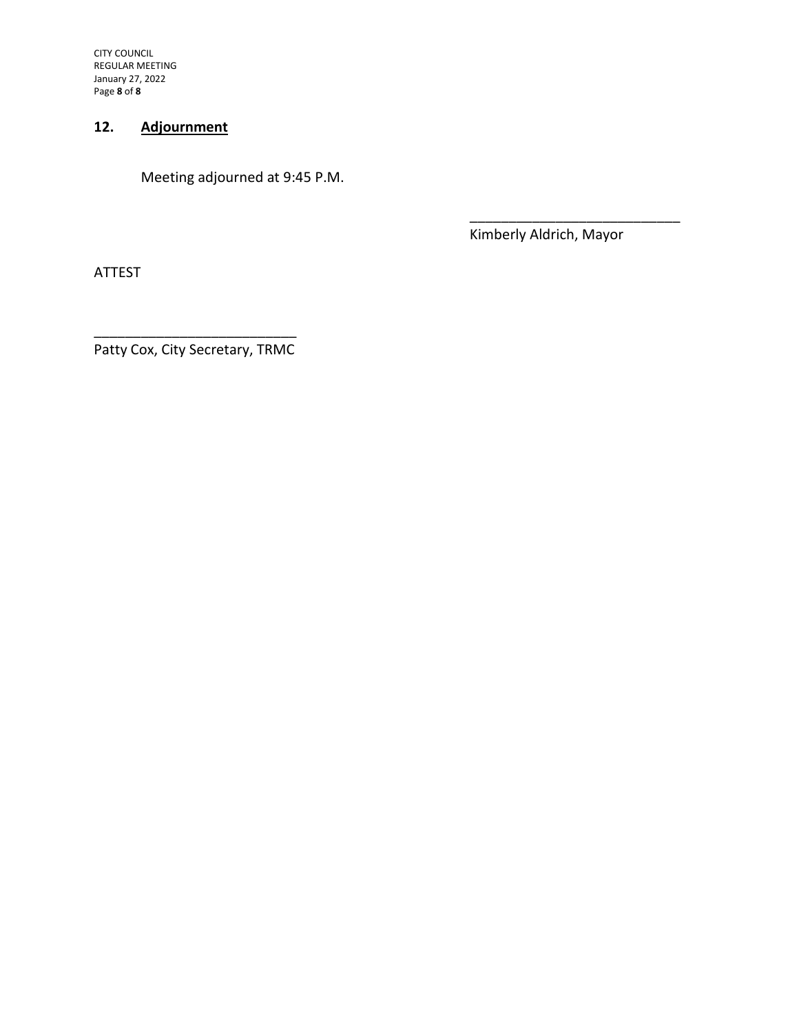## 12. **Adjournment**

Meeting adjourned at 9:45 P.M.

___________________________
Kimberly Aldrich, Mayor

ATTEST

___________________________
Patty Cox, City Secretary, TRMC